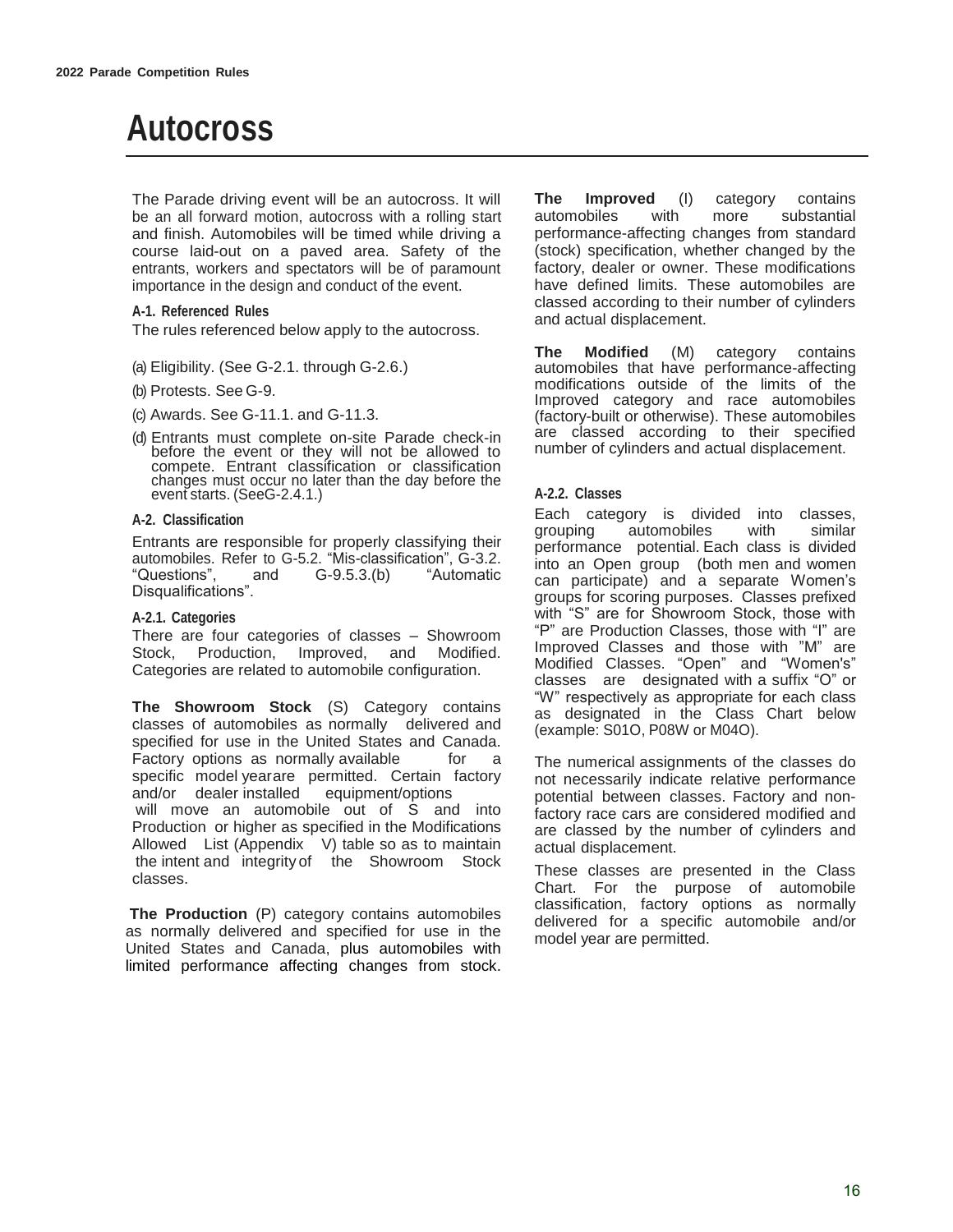# Autocross

The Parade driving event will be an autocross. It will be an all forward motion, autocross with a rolling start and finish. Automobiles will be timed while driving a course laid-out on a paved area. Safety of the entrants, workers and spectators will be of paramount importance in the design and conduct of the event.

### A-1. Referenced Rules

The rules referenced below apply to the autocross.

(a) Eligibility. (See G-2.1. through G-2.6.)

(b) Protests. See G-9.

(c) Awards. See G-11.1. and G-11.3.

(d) Entrants must complete on-site Parade check-in before the event or they will not be allowed to compete. Entrant classification or classification changes must occur no later than the day before the event starts. (SeeG-2.4.1.)

### A-2. Classification

Entrants are responsible for properly classifying their automobiles. Refer to G-5.2. "Mis-classification", G-3.2. "Questions", and G-9.5.3.(b) "Automatic Disqualifications".

#### A-2.1. Categories

There are four categories of classes – Showroom Stock, Production, Improved, and Modified. Categories are related to automobile configuration.

**The Showroom Stock** (S) Category contains classes of automobiles as normally delivered and specified for use in the United States and Canada. Factory options as normally available for a specific model yearare permitted. Certain factory and/or dealer installed equipment/options will move an automobile out of S and into Production or higher as specified in the Modifications Allowed List (Appendix V) table so as to maintain the intent and integrity of the Showroom Stock classes.

**The Production** (P) category contains automobiles as normally delivered and specified for use in the United States and Canada, plus automobiles with limited performance affecting changes from stock.

**The Improved** (I) category contains automobiles with more substantial performance-affecting changes from standard (stock) specification, whether changed by the factory, dealer or owner. These modifications have defined limits. These automobiles are classed according to their number of cylinders and actual displacement.

**The Modified** (M) category contains automobiles that have performance-affecting modifications outside of the limits of the Improved category and race automobiles (factory-built or otherwise). These automobiles are classed according to their specified number of cylinders and actual displacement.

#### A-2.2. Classes

Each category is divided into classes, grouping automobiles with similar performance potential. Each class is divided into an Open group (both men and women can participate) and a separate Women's groups for scoring purposes. Classes prefixed with "S" are for Showroom Stock, those with "P" are Production Classes, those with "I" are Improved Classes and those with "M" are Modified Classes. "Open" and "Women's" classes are designated with a suffix "O" or "W" respectively as appropriate for each class as designated in the Class Chart below (example: S01O, P08W or M04O).

The numerical assignments of the classes do not necessarily indicate relative performance potential between classes. Factory and non-factory race cars are considered modified and are classed by the number of cylinders and actual displacement.

These classes are presented in the Class Chart. For the purpose of automobile classification, factory options as normally delivered for a specific automobile and/or model year are permitted.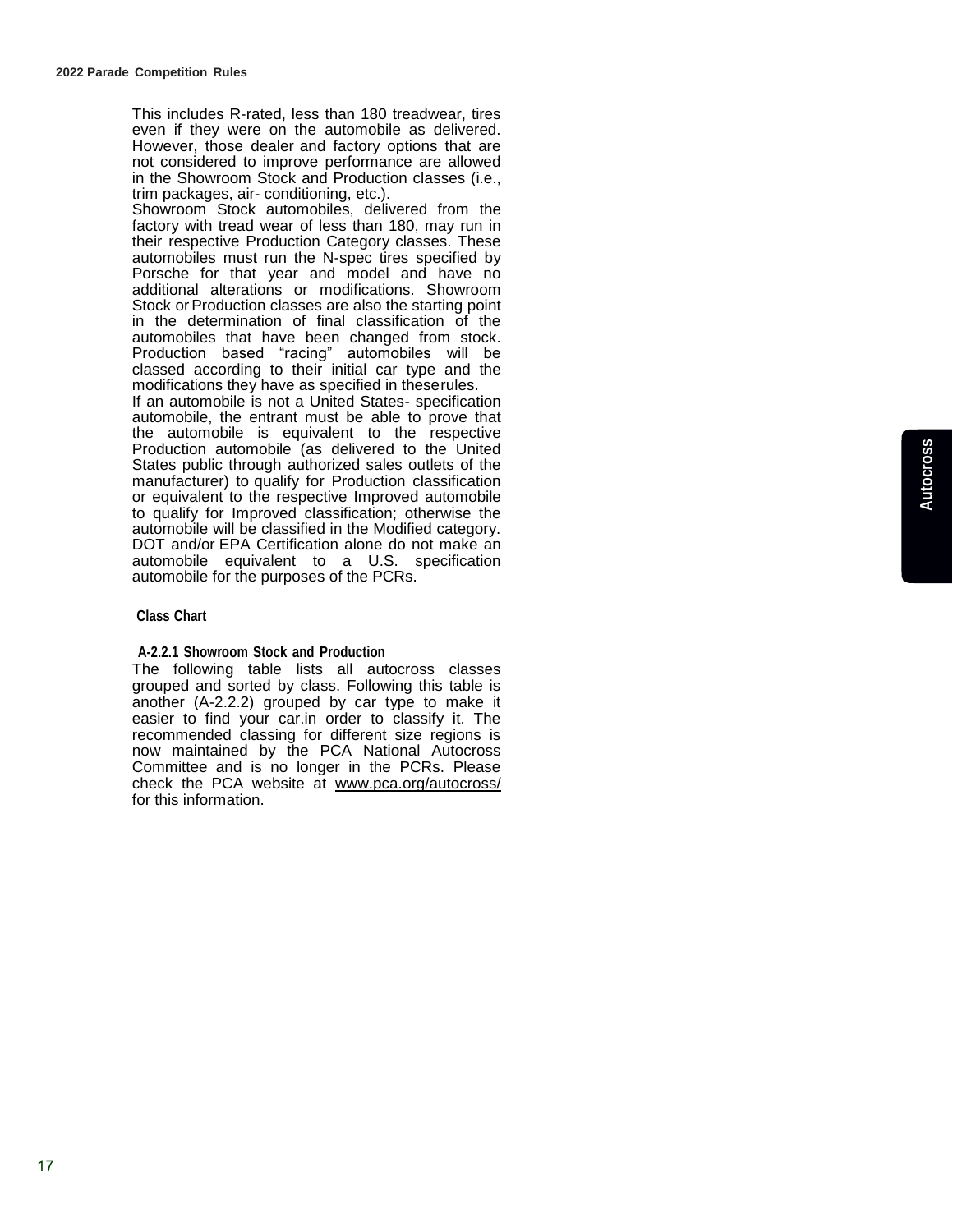This includes R-rated, less than 180 treadwear, tires even if they were on the automobile as delivered. However, those dealer and factory options that are not considered to improve performance are allowed in the Showroom Stock and Production classes (i.e., trim packages, air- conditioning, etc.).

Showroom Stock automobiles, delivered from the factory with tread wear of less than 180, may run in their respective Production Category classes. These automobiles must run the N-spec tires specified by Porsche for that year and model and have no additional alterations or modifications. Showroom Stock or Production classes are also the starting point in the determination of final classification of the automobiles that have been changed from stock. Production based "racing" automobiles will be classed according to their initial car type and the modifications they have as specified in theserules.

If an automobile is not a United States- specification automobile, the entrant must be able to prove that the automobile is equivalent to the respective Production automobile (as delivered to the United States public through authorized sales outlets of the manufacturer) to qualify for Production classification or equivalent to the respective Improved automobile to qualify for Improved classification; otherwise the automobile will be classified in the Modified category. DOT and/or EPA Certification alone do not make an automobile equivalent to a U.S. specification automobile for the purposes of the PCRs.

### Class Chart

#### A-2.2.1 Showroom Stock and Production

The following table lists all autocross classes grouped and sorted by class. Following this table is another (A-2.2.2) grouped by car type to make it easier to find your car.in order to classify it. The recommended classing for different size regions is now maintained by the PCA National Autocross Committee and is no longer in the PCRs. Please check the PCA website at www.pca.org/autocross/ for this information.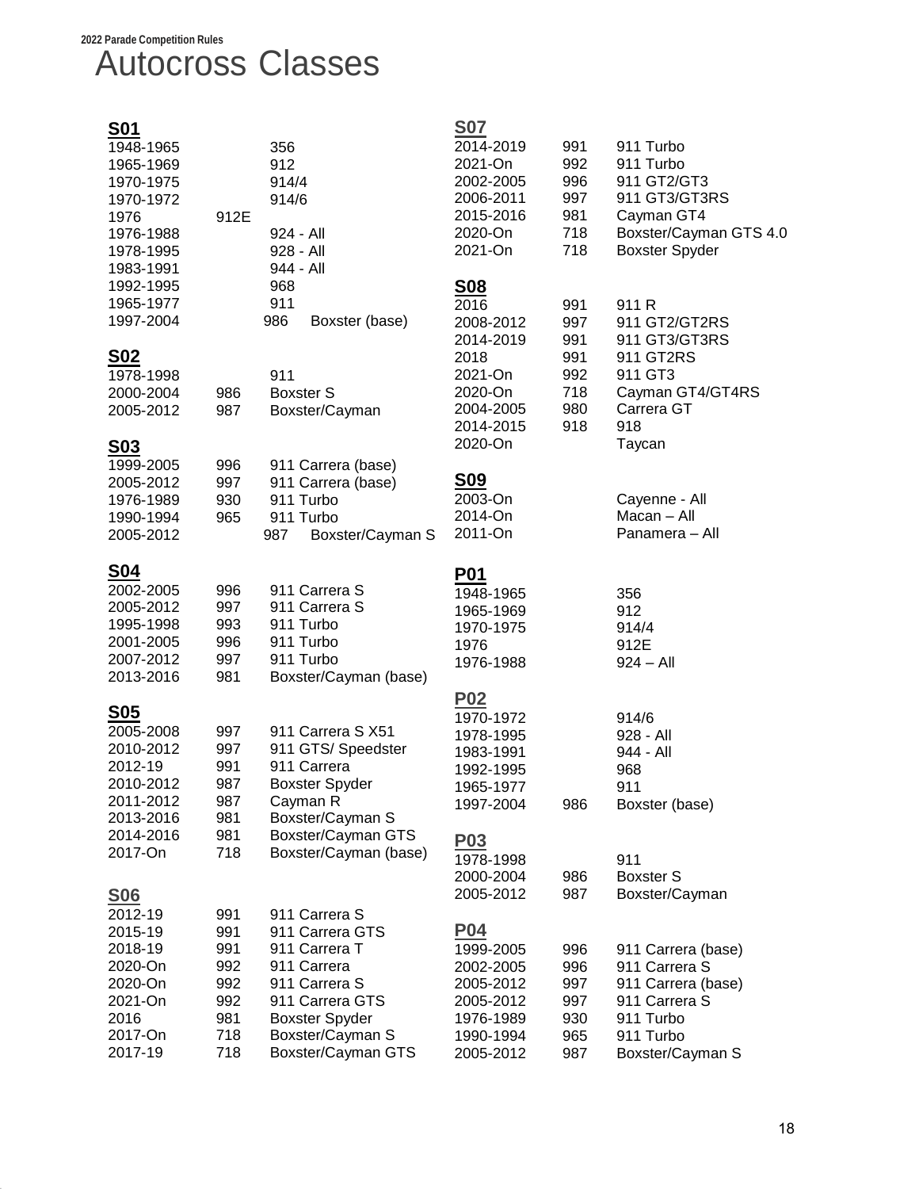# Autocross Classes

### S01

| Years | Model | Description |
|---|---|---|
| 1948-1965 | | 356 |
| 1965-1969 | | 912 |
| 1970-1975 | | 914/4 |
| 1970-1972 | | 914/6 |
| 1976 | 912E | |
| 1976-1988 | | 924 - All |
| 1978-1995 | | 928 - All |
| 1983-1991 | | 944 - All |
| 1992-1995 | | 968 |
| 1965-1977 | | 911 |
| 1997-2004 | 986 | Boxster (base) |

### S02

| Years | Model | Description |
|---|---|---|
| 1978-1998 | | 911 |
| 2000-2004 | 986 | Boxster S |
| 2005-2012 | 987 | Boxster/Cayman |

### S03

| Years | Model | Description |
|---|---|---|
| 1999-2005 | 996 | 911 Carrera (base) |
| 2005-2012 | 997 | 911 Carrera (base) |
| 1976-1989 | 930 | 911 Turbo |
| 1990-1994 | 965 | 911 Turbo |
| 2005-2012 | 987 | Boxster/Cayman S |

### S04

| Years | Model | Description |
|---|---|---|
| 2002-2005 | 996 | 911 Carrera S |
| 2005-2012 | 997 | 911 Carrera S |
| 1995-1998 | 993 | 911 Turbo |
| 2001-2005 | 996 | 911 Turbo |
| 2007-2012 | 997 | 911 Turbo |
| 2013-2016 | 981 | Boxster/Cayman (base) |

### S05

| Years | Model | Description |
|---|---|---|
| 2005-2008 | 997 | 911 Carrera S X51 |
| 2010-2012 | 997 | 911 GTS/ Speedster |
| 2012-19 | 991 | 911 Carrera |
| 2010-2012 | 987 | Boxster Spyder |
| 2011-2012 | 987 | Cayman R |
| 2013-2016 | 981 | Boxster/Cayman S |
| 2014-2016 | 981 | Boxster/Cayman GTS |
| 2017-On | 718 | Boxster/Cayman (base) |

### S06

| Years | Model | Description |
|---|---|---|
| 2012-19 | 991 | 911 Carrera S |
| 2015-19 | 991 | 911 Carrera GTS |
| 2018-19 | 991 | 911 Carrera T |
| 2020-On | 992 | 911 Carrera |
| 2020-On | 992 | 911 Carrera S |
| 2021-On | 992 | 911 Carrera GTS |
| 2016 | 981 | Boxster Spyder |
| 2017-On | 718 | Boxster/Cayman S |
| 2017-19 | 718 | Boxster/Cayman GTS |

### S07

| Years | Model | Description |
|---|---|---|
| 2014-2019 | 991 | 911 Turbo |
| 2021-On | 992 | 911 Turbo |
| 2002-2005 | 996 | 911 GT2/GT3 |
| 2006-2011 | 997 | 911 GT3/GT3RS |
| 2015-2016 | 981 | Cayman GT4 |
| 2020-On | 718 | Boxster/Cayman GTS 4.0 |
| 2021-On | 718 | Boxster Spyder |

### S08

| Years | Model | Description |
|---|---|---|
| 2016 | 991 | 911 R |
| 2008-2012 | 997 | 911 GT2/GT2RS |
| 2014-2019 | 991 | 911 GT3/GT3RS |
| 2018 | 991 | 911 GT2RS |
| 2021-On | 992 | 911 GT3 |
| 2020-On | 718 | Cayman GT4/GT4RS |
| 2004-2005 | 980 | Carrera GT |
| 2014-2015 | 918 | 918 |
| 2020-On | | Taycan |

### S09

| Years | Model | Description |
|---|---|---|
| 2003-On | | Cayenne - All |
| 2014-On | | Macan – All |
| 2011-On | | Panamera – All |

### P01

| Years | Model | Description |
|---|---|---|
| 1948-1965 | | 356 |
| 1965-1969 | | 912 |
| 1970-1975 | | 914/4 |
| 1976 | | 912E |
| 1976-1988 | | 924 – All |

### P02

| Years | Model | Description |
|---|---|---|
| 1970-1972 | | 914/6 |
| 1978-1995 | | 928 - All |
| 1983-1991 | | 944 - All |
| 1992-1995 | | 968 |
| 1965-1977 | | 911 |
| 1997-2004 | 986 | Boxster (base) |

### P03

| Years | Model | Description |
|---|---|---|
| 1978-1998 | | 911 |
| 2000-2004 | 986 | Boxster S |
| 2005-2012 | 987 | Boxster/Cayman |

### P04

| Years | Model | Description |
|---|---|---|
| 1999-2005 | 996 | 911 Carrera (base) |
| 2002-2005 | 996 | 911 Carrera S |
| 2005-2012 | 997 | 911 Carrera (base) |
| 2005-2012 | 997 | 911 Carrera S |
| 1976-1989 | 930 | 911 Turbo |
| 1990-1994 | 965 | 911 Turbo |
| 2005-2012 | 987 | Boxster/Cayman S |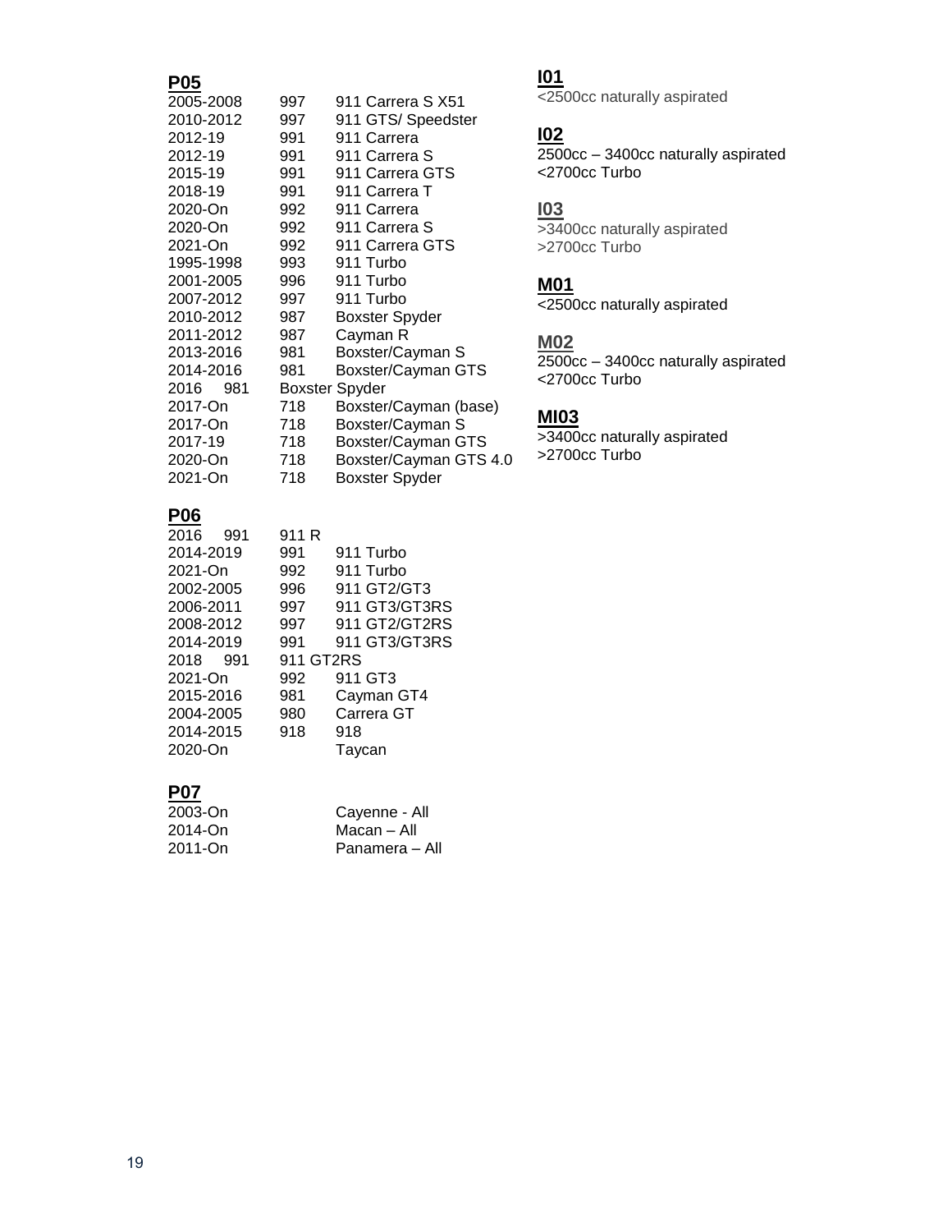## P05

| | | |
|---|---|---|
| 2005-2008 | 997 | 911 Carrera S X51 |
| 2010-2012 | 997 | 911 GTS/ Speedster |
| 2012-19 | 991 | 911 Carrera |
| 2012-19 | 991 | 911 Carrera S |
| 2015-19 | 991 | 911 Carrera GTS |
| 2018-19 | 991 | 911 Carrera T |
| 2020-On | 992 | 911 Carrera |
| 2020-On | 992 | 911 Carrera S |
| 2021-On | 992 | 911 Carrera GTS |
| 1995-1998 | 993 | 911 Turbo |
| 2001-2005 | 996 | 911 Turbo |
| 2007-2012 | 997 | 911 Turbo |
| 2010-2012 | 987 | Boxster Spyder |
| 2011-2012 | 987 | Cayman R |
| 2013-2016 | 981 | Boxster/Cayman S |
| 2014-2016 | 981 | Boxster/Cayman GTS |
| 2016 | 981 | Boxster Spyder |
| 2017-On | 718 | Boxster/Cayman (base) |
| 2017-On | 718 | Boxster/Cayman S |
| 2017-19 | 718 | Boxster/Cayman GTS |
| 2020-On | 718 | Boxster/Cayman GTS 4.0 |
| 2021-On | 718 | Boxster Spyder |

## P06

| | | |
|---|---|---|
| 2016 | 991 | 911 R |
| 2014-2019 | 991 | 911 Turbo |
| 2021-On | 992 | 911 Turbo |
| 2002-2005 | 996 | 911 GT2/GT3 |
| 2006-2011 | 997 | 911 GT3/GT3RS |
| 2008-2012 | 997 | 911 GT2/GT2RS |
| 2014-2019 | 991 | 911 GT3/GT3RS |
| 2018 | 991 | 911 GT2RS |
| 2021-On | 992 | 911 GT3 |
| 2015-2016 | 981 | Cayman GT4 |
| 2004-2005 | 980 | Carrera GT |
| 2014-2015 | 918 | 918 |
| 2020-On | | Taycan |

## P07

| | |
|---|---|
| 2003-On | Cayenne - All |
| 2014-On | Macan – All |
| 2011-On | Panamera – All |

## I01

<2500cc naturally aspirated

## I02

2500cc – 3400cc naturally aspirated
<2700cc Turbo

## I03

>3400cc naturally aspirated
>2700cc Turbo

## M01

<2500cc naturally aspirated

## M02

2500cc – 3400cc naturally aspirated
<2700cc Turbo

## MI03

>3400cc naturally aspirated
>2700cc Turbo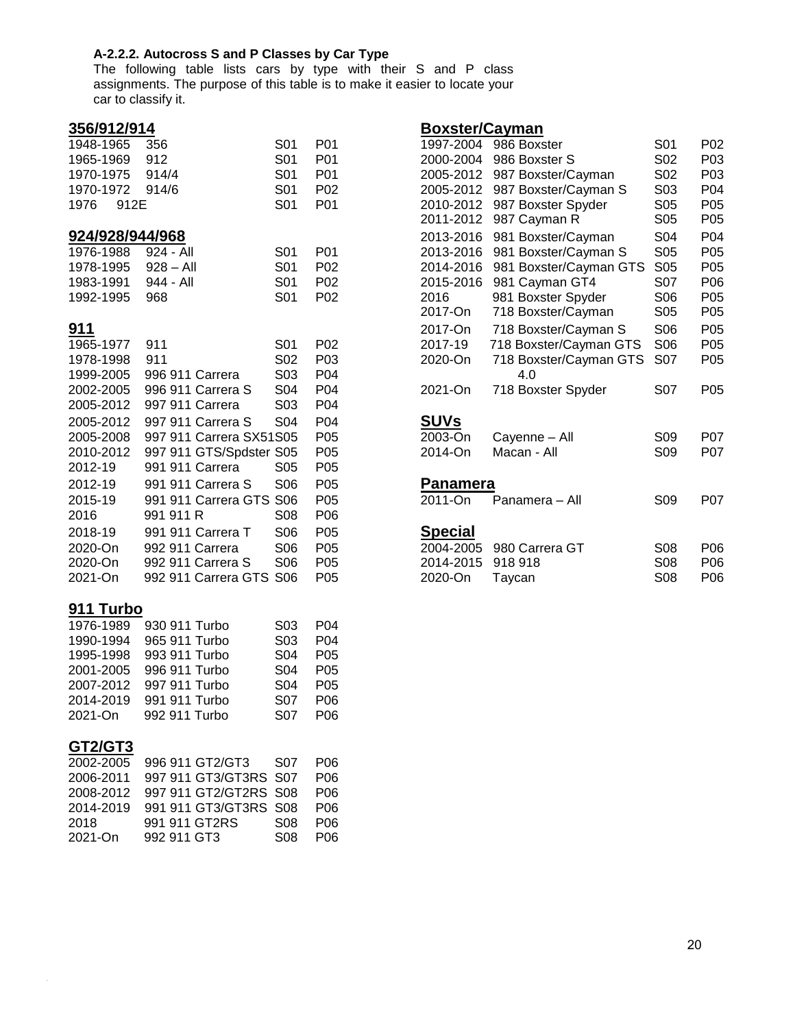**A-2.2.2. Autocross S and P Classes by Car Type**

The following table lists cars by type with their S and P class assignments. The purpose of this table is to make it easier to locate your car to classify it.

## 356/912/914

| | | | |
|---|---|---|---|
| 1948-1965 | 356 | S01 | P01 |
| 1965-1969 | 912 | S01 | P01 |
| 1970-1975 | 914/4 | S01 | P01 |
| 1970-1972 | 914/6 | S01 | P02 |
| 1976 | 912E | S01 | P01 |

## 924/928/944/968

| | | | |
|---|---|---|---|
| 1976-1988 | 924 - All | S01 | P01 |
| 1978-1995 | 928 – All | S01 | P02 |
| 1983-1991 | 944 - All | S01 | P02 |
| 1992-1995 | 968 | S01 | P02 |

## 911

| | | | |
|---|---|---|---|
| 1965-1977 | 911 | S01 | P02 |
| 1978-1998 | 911 | S02 | P03 |
| 1999-2005 | 996 911 Carrera | S03 | P04 |
| 2002-2005 | 996 911 Carrera S | S04 | P04 |
| 2005-2012 | 997 911 Carrera | S03 | P04 |
| 2005-2012 | 997 911 Carrera S | S04 | P04 |
| 2005-2008 | 997 911 Carrera SX51 | S05 | P05 |
| 2010-2012 | 997 911 GTS/Spdster | S05 | P05 |
| 2012-19 | 991 911 Carrera | S05 | P05 |
| 2012-19 | 991 911 Carrera S | S06 | P05 |
| 2015-19 | 991 911 Carrera GTS | S06 | P05 |
| 2016 | 991 911 R | S08 | P06 |
| 2018-19 | 991 911 Carrera T | S06 | P05 |
| 2020-On | 992 911 Carrera | S06 | P05 |
| 2020-On | 992 911 Carrera S | S06 | P05 |
| 2021-On | 992 911 Carrera GTS | S06 | P05 |

## 911 Turbo

| | | | |
|---|---|---|---|
| 1976-1989 | 930 911 Turbo | S03 | P04 |
| 1990-1994 | 965 911 Turbo | S03 | P04 |
| 1995-1998 | 993 911 Turbo | S04 | P05 |
| 2001-2005 | 996 911 Turbo | S04 | P05 |
| 2007-2012 | 997 911 Turbo | S04 | P05 |
| 2014-2019 | 991 911 Turbo | S07 | P06 |
| 2021-On | 992 911 Turbo | S07 | P06 |

## GT2/GT3

| | | | |
|---|---|---|---|
| 2002-2005 | 996 911 GT2/GT3 | S07 | P06 |
| 2006-2011 | 997 911 GT3/GT3RS | S07 | P06 |
| 2008-2012 | 997 911 GT2/GT2RS | S08 | P06 |
| 2014-2019 | 991 911 GT3/GT3RS | S08 | P06 |
| 2018 | 991 911 GT2RS | S08 | P06 |
| 2021-On | 992 911 GT3 | S08 | P06 |

## Boxster/Cayman

| | | | |
|---|---|---|---|
| 1997-2004 | 986 Boxster | S01 | P02 |
| 2000-2004 | 986 Boxster S | S02 | P03 |
| 2005-2012 | 987 Boxster/Cayman | S02 | P03 |
| 2005-2012 | 987 Boxster/Cayman S | S03 | P04 |
| 2010-2012 | 987 Boxster Spyder | S05 | P05 |
| 2011-2012 | 987 Cayman R | S05 | P05 |
| 2013-2016 | 981 Boxster/Cayman | S04 | P04 |
| 2013-2016 | 981 Boxster/Cayman S | S05 | P05 |
| 2014-2016 | 981 Boxster/Cayman GTS | S05 | P05 |
| 2015-2016 | 981 Cayman GT4 | S07 | P06 |
| 2016 | 981 Boxster Spyder | S06 | P05 |
| 2017-On | 718 Boxster/Cayman | S05 | P05 |
| 2017-On | 718 Boxster/Cayman S | S06 | P05 |
| 2017-19 | 718 Boxster/Cayman GTS | S06 | P05 |
| 2020-On | 718 Boxster/Cayman GTS 4.0 | S07 | P05 |
| 2021-On | 718 Boxster Spyder | S07 | P05 |

## SUVs

| | | | |
|---|---|---|---|
| 2003-On | Cayenne – All | S09 | P07 |
| 2014-On | Macan - All | S09 | P07 |

## Panamera

| | | | |
|---|---|---|---|
| 2011-On | Panamera – All | S09 | P07 |

## Special

| | | | |
|---|---|---|---|
| 2004-2005 | 980 Carrera GT | S08 | P06 |
| 2014-2015 | 918 918 | S08 | P06 |
| 2020-On | Taycan | S08 | P06 |